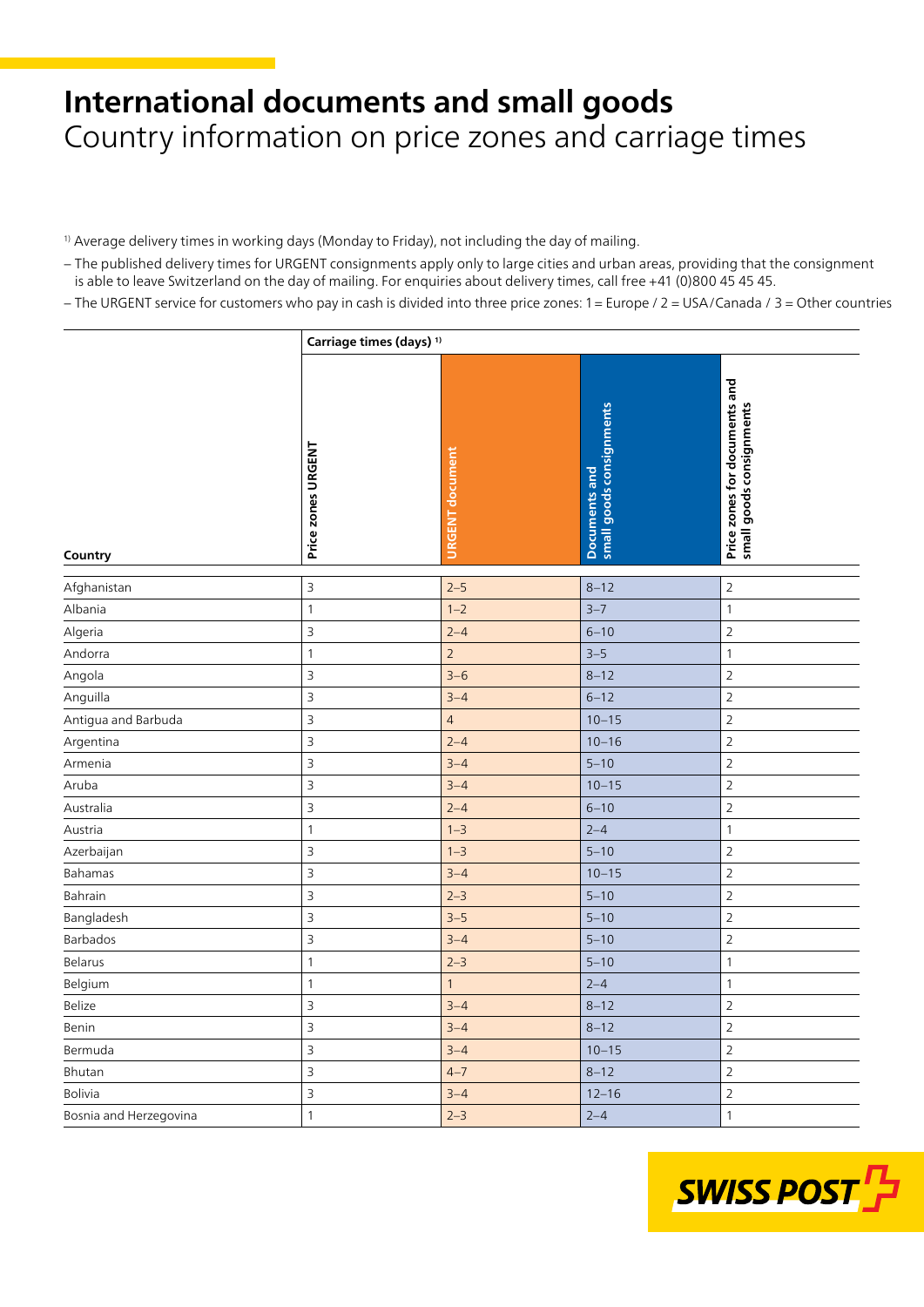# International documents and small goods

Country information on price zones and carriage times

[1] Average delivery times in working days (Monday to Friday), not including the day of mailing.

– The published delivery times for URGENT consignments apply only to large cities and urban areas, providing that the consignment is able to leave Switzerland on the day of mailing. For enquiries about delivery times, call free +41 (0)800 45 45 45.

– The URGENT service for customers who pay in cash is divided into three price zones: 1 = Europe / 2 = USA/Canada / 3 = Other countries

| Country | Carriage times (days) [1] | | | |
|---|---|---|---|---|
| | Price zones URGENT | URGENT document | Documents and small goods consignments | Price zones for documents and small goods consignments |
| Afghanistan | 3 | 2–5 | 8–12 | 2 |
| Albania | 1 | 1–2 | 3–7 | 1 |
| Algeria | 3 | 2–4 | 6–10 | 2 |
| Andorra | 1 | 2 | 3–5 | 1 |
| Angola | 3 | 3–6 | 8–12 | 2 |
| Anguilla | 3 | 3–4 | 6–12 | 2 |
| Antigua and Barbuda | 3 | 4 | 10–15 | 2 |
| Argentina | 3 | 2–4 | 10–16 | 2 |
| Armenia | 3 | 3–4 | 5–10 | 2 |
| Aruba | 3 | 3–4 | 10–15 | 2 |
| Australia | 3 | 2–4 | 6–10 | 2 |
| Austria | 1 | 1–3 | 2–4 | 1 |
| Azerbaijan | 3 | 1–3 | 5–10 | 2 |
| Bahamas | 3 | 3–4 | 10–15 | 2 |
| Bahrain | 3 | 2–3 | 5–10 | 2 |
| Bangladesh | 3 | 3–5 | 5–10 | 2 |
| Barbados | 3 | 3–4 | 5–10 | 2 |
| Belarus | 1 | 2–3 | 5–10 | 1 |
| Belgium | 1 | 1 | 2–4 | 1 |
| Belize | 3 | 3–4 | 8–12 | 2 |
| Benin | 3 | 3–4 | 8–12 | 2 |
| Bermuda | 3 | 3–4 | 10–15 | 2 |
| Bhutan | 3 | 4–7 | 8–12 | 2 |
| Bolivia | 3 | 3–4 | 12–16 | 2 |
| Bosnia and Herzegovina | 1 | 2–3 | 2–4 | 1 |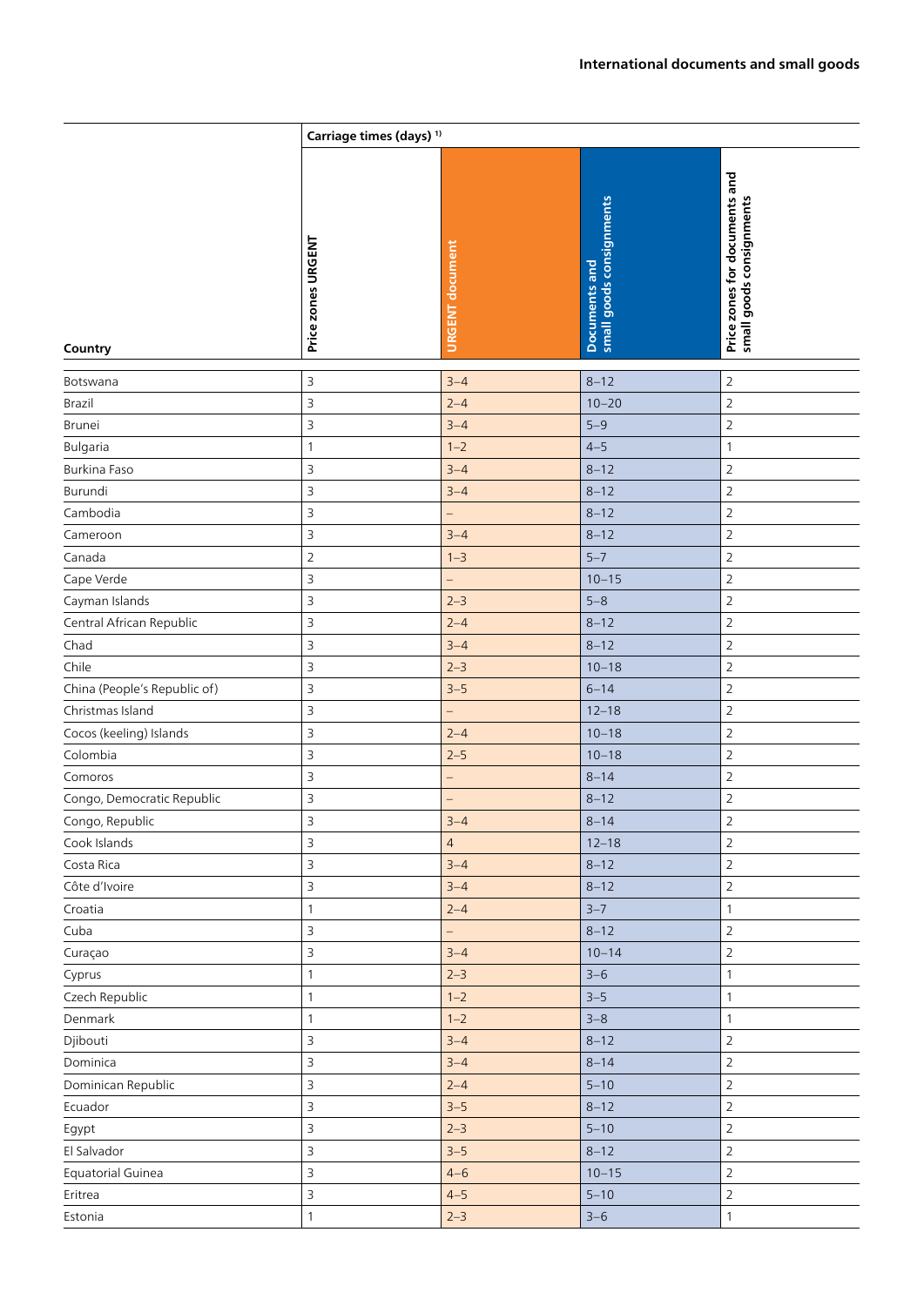## International documents and small goods

| Country | Carriage times (days) [1)] | | | |
|---|---|---|---|---|
| | Price zones URGENT | URGENT document | Documents and small goods consignments | Price zones for documents and small goods consignments |
| Botswana | 3 | 3–4 | 8–12 | 2 |
| Brazil | 3 | 2–4 | 10–20 | 2 |
| Brunei | 3 | 3–4 | 5–9 | 2 |
| Bulgaria | 1 | 1–2 | 4–5 | 1 |
| Burkina Faso | 3 | 3–4 | 8–12 | 2 |
| Burundi | 3 | 3–4 | 8–12 | 2 |
| Cambodia | 3 | – | 8–12 | 2 |
| Cameroon | 3 | 3–4 | 8–12 | 2 |
| Canada | 2 | 1–3 | 5–7 | 2 |
| Cape Verde | 3 | – | 10–15 | 2 |
| Cayman Islands | 3 | 2–3 | 5–8 | 2 |
| Central African Republic | 3 | 2–4 | 8–12 | 2 |
| Chad | 3 | 3–4 | 8–12 | 2 |
| Chile | 3 | 2–3 | 10–18 | 2 |
| China (People's Republic of) | 3 | 3–5 | 6–14 | 2 |
| Christmas Island | 3 | – | 12–18 | 2 |
| Cocos (keeling) Islands | 3 | 2–4 | 10–18 | 2 |
| Colombia | 3 | 2–5 | 10–18 | 2 |
| Comoros | 3 | – | 8–14 | 2 |
| Congo, Democratic Republic | 3 | – | 8–12 | 2 |
| Congo, Republic | 3 | 3–4 | 8–14 | 2 |
| Cook Islands | 3 | 4 | 12–18 | 2 |
| Costa Rica | 3 | 3–4 | 8–12 | 2 |
| Côte d'Ivoire | 3 | 3–4 | 8–12 | 2 |
| Croatia | 1 | 2–4 | 3–7 | 1 |
| Cuba | 3 | – | 8–12 | 2 |
| Curaçao | 3 | 3–4 | 10–14 | 2 |
| Cyprus | 1 | 2–3 | 3–6 | 1 |
| Czech Republic | 1 | 1–2 | 3–5 | 1 |
| Denmark | 1 | 1–2 | 3–8 | 1 |
| Djibouti | 3 | 3–4 | 8–12 | 2 |
| Dominica | 3 | 3–4 | 8–14 | 2 |
| Dominican Republic | 3 | 2–4 | 5–10 | 2 |
| Ecuador | 3 | 3–5 | 8–12 | 2 |
| Egypt | 3 | 2–3 | 5–10 | 2 |
| El Salvador | 3 | 3–5 | 8–12 | 2 |
| Equatorial Guinea | 3 | 4–6 | 10–15 | 2 |
| Eritrea | 3 | 4–5 | 5–10 | 2 |
| Estonia | 1 | 2–3 | 3–6 | 1 |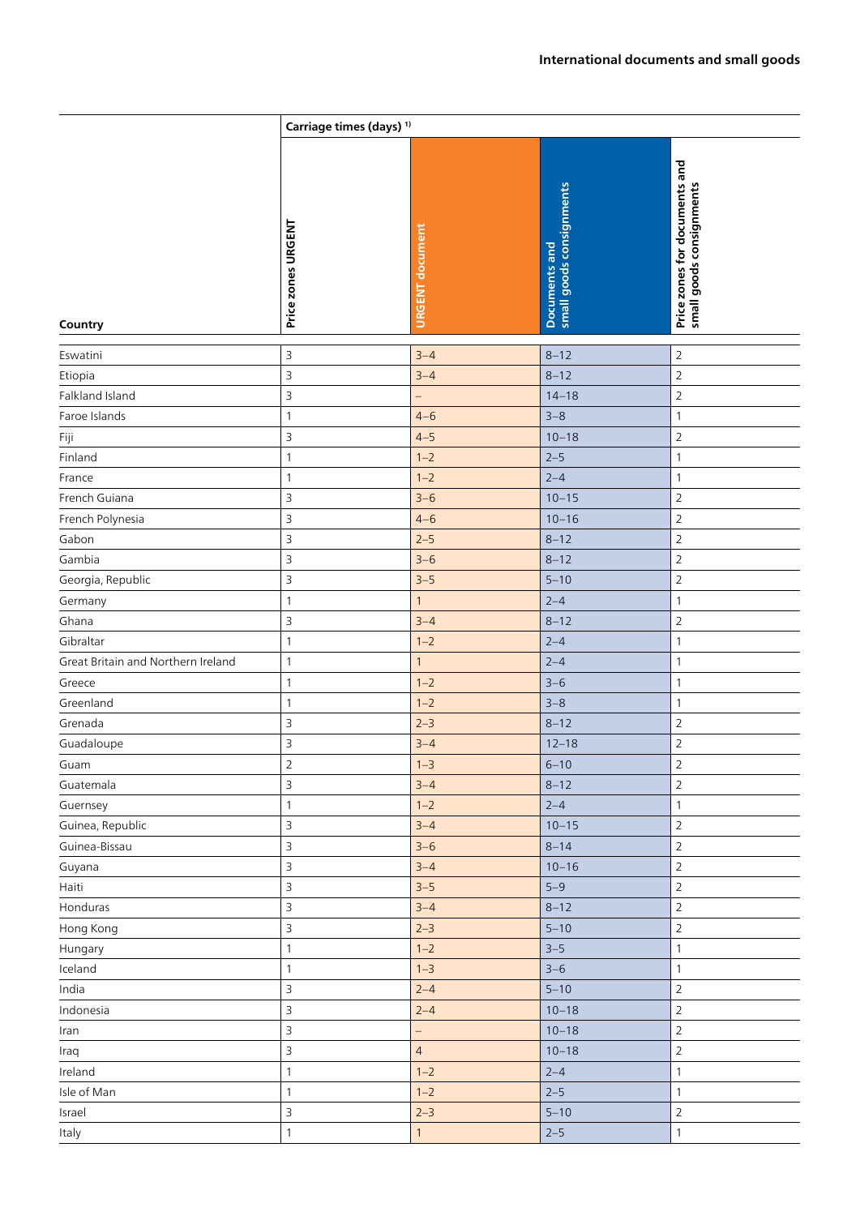## International documents and small goods

| Country | Carriage times (days) [1] | | | |
|---|---|---|---|---|
| | Price zones URGENT | URGENT document | Documents and small goods consignments | Price zones for documents and small goods consignments |
| Eswatini | 3 | 3–4 | 8–12 | 2 |
| Etiopia | 3 | 3–4 | 8–12 | 2 |
| Falkland Island | 3 | – | 14–18 | 2 |
| Faroe Islands | 1 | 4–6 | 3–8 | 1 |
| Fiji | 3 | 4–5 | 10–18 | 2 |
| Finland | 1 | 1–2 | 2–5 | 1 |
| France | 1 | 1–2 | 2–4 | 1 |
| French Guiana | 3 | 3–6 | 10–15 | 2 |
| French Polynesia | 3 | 4–6 | 10–16 | 2 |
| Gabon | 3 | 2–5 | 8–12 | 2 |
| Gambia | 3 | 3–6 | 8–12 | 2 |
| Georgia, Republic | 3 | 3–5 | 5–10 | 2 |
| Germany | 1 | 1 | 2–4 | 1 |
| Ghana | 3 | 3–4 | 8–12 | 2 |
| Gibraltar | 1 | 1–2 | 2–4 | 1 |
| Great Britain and Northern Ireland | 1 | 1 | 2–4 | 1 |
| Greece | 1 | 1–2 | 3–6 | 1 |
| Greenland | 1 | 1–2 | 3–8 | 1 |
| Grenada | 3 | 2–3 | 8–12 | 2 |
| Guadaloupe | 3 | 3–4 | 12–18 | 2 |
| Guam | 2 | 1–3 | 6–10 | 2 |
| Guatemala | 3 | 3–4 | 8–12 | 2 |
| Guernsey | 1 | 1–2 | 2–4 | 1 |
| Guinea, Republic | 3 | 3–4 | 10–15 | 2 |
| Guinea-Bissau | 3 | 3–6 | 8–14 | 2 |
| Guyana | 3 | 3–4 | 10–16 | 2 |
| Haiti | 3 | 3–5 | 5–9 | 2 |
| Honduras | 3 | 3–4 | 8–12 | 2 |
| Hong Kong | 3 | 2–3 | 5–10 | 2 |
| Hungary | 1 | 1–2 | 3–5 | 1 |
| Iceland | 1 | 1–3 | 3–6 | 1 |
| India | 3 | 2–4 | 5–10 | 2 |
| Indonesia | 3 | 2–4 | 10–18 | 2 |
| Iran | 3 | – | 10–18 | 2 |
| Iraq | 3 | 4 | 10–18 | 2 |
| Ireland | 1 | 1–2 | 2–4 | 1 |
| Isle of Man | 1 | 1–2 | 2–5 | 1 |
| Israel | 3 | 2–3 | 5–10 | 2 |
| Italy | 1 | 1 | 2–5 | 1 |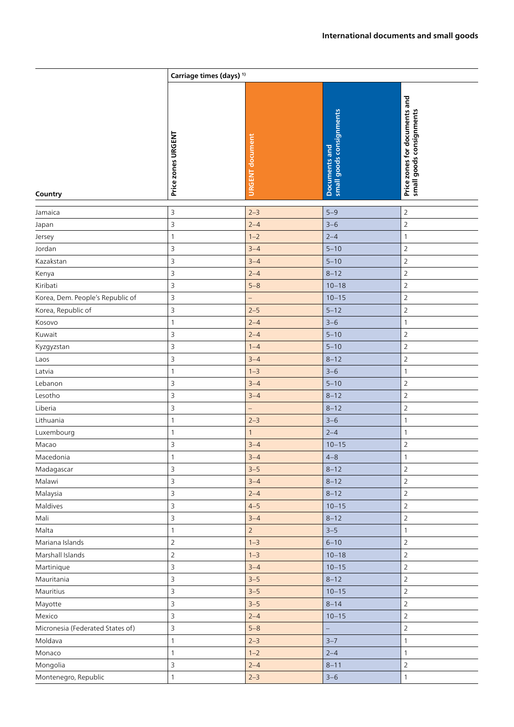## International documents and small goods

| Country | Carriage times (days) [1] | | | |
|---|---|---|---|---|
| | Price zones URGENT | URGENT document | Documents and small goods consignments | Price zones for documents and small goods consignments |
| Jamaica | 3 | 2–3 | 5–9 | 2 |
| Japan | 3 | 2–4 | 3–6 | 2 |
| Jersey | 1 | 1–2 | 2–4 | 1 |
| Jordan | 3 | 3–4 | 5–10 | 2 |
| Kazakstan | 3 | 3–4 | 5–10 | 2 |
| Kenya | 3 | 2–4 | 8–12 | 2 |
| Kiribati | 3 | 5–8 | 10–18 | 2 |
| Korea, Dem. People's Republic of | 3 | – | 10–15 | 2 |
| Korea, Republic of | 3 | 2–5 | 5–12 | 2 |
| Kosovo | 1 | 2–4 | 3–6 | 1 |
| Kuwait | 3 | 2–4 | 5–10 | 2 |
| Kyzgyzstan | 3 | 1–4 | 5–10 | 2 |
| Laos | 3 | 3–4 | 8–12 | 2 |
| Latvia | 1 | 1–3 | 3–6 | 1 |
| Lebanon | 3 | 3–4 | 5–10 | 2 |
| Lesotho | 3 | 3–4 | 8–12 | 2 |
| Liberia | 3 | – | 8–12 | 2 |
| Lithuania | 1 | 2–3 | 3–6 | 1 |
| Luxembourg | 1 | 1 | 2–4 | 1 |
| Macao | 3 | 3–4 | 10–15 | 2 |
| Macedonia | 1 | 3–4 | 4–8 | 1 |
| Madagascar | 3 | 3–5 | 8–12 | 2 |
| Malawi | 3 | 3–4 | 8–12 | 2 |
| Malaysia | 3 | 2–4 | 8–12 | 2 |
| Maldives | 3 | 4–5 | 10–15 | 2 |
| Mali | 3 | 3–4 | 8–12 | 2 |
| Malta | 1 | 2 | 3–5 | 1 |
| Mariana Islands | 2 | 1–3 | 6–10 | 2 |
| Marshall Islands | 2 | 1–3 | 10–18 | 2 |
| Martinique | 3 | 3–4 | 10–15 | 2 |
| Mauritania | 3 | 3–5 | 8–12 | 2 |
| Mauritius | 3 | 3–5 | 10–15 | 2 |
| Mayotte | 3 | 3–5 | 8–14 | 2 |
| Mexico | 3 | 2–4 | 10–15 | 2 |
| Micronesia (Federated States of) | 3 | 5–8 | – | 2 |
| Moldava | 1 | 2–3 | 3–7 | 1 |
| Monaco | 1 | 1–2 | 2–4 | 1 |
| Mongolia | 3 | 2–4 | 8–11 | 2 |
| Montenegro, Republic | 1 | 2–3 | 3–6 | 1 |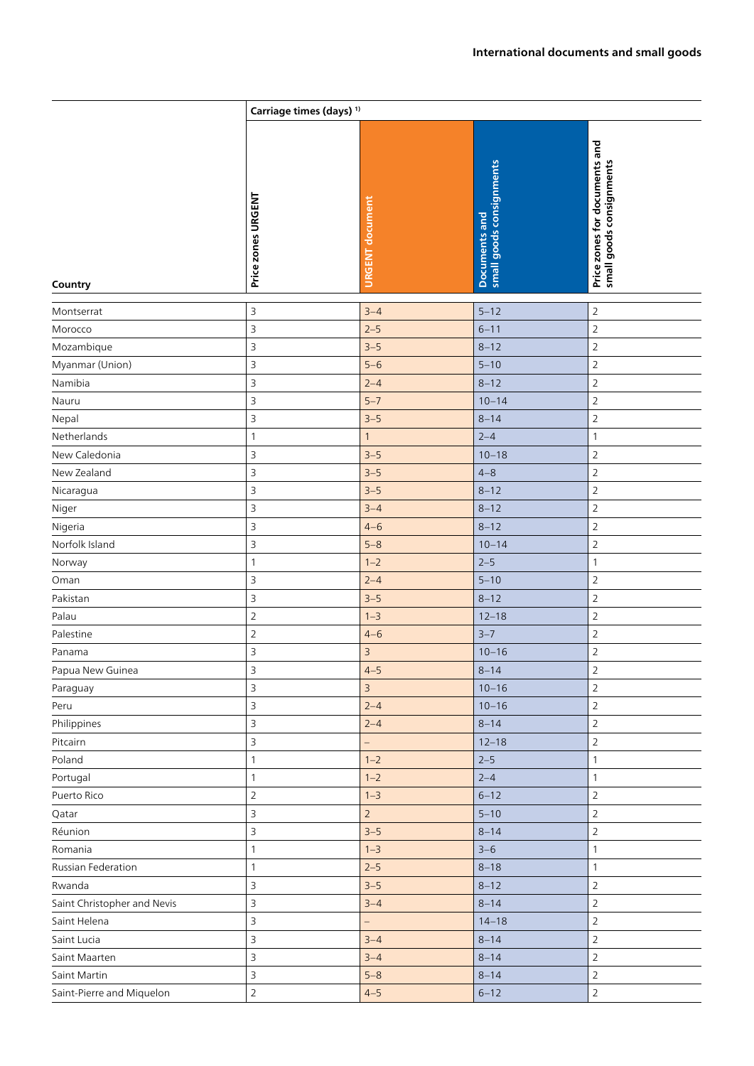| Country | Carriage times (days) [1)] | | | |
|---|---|---|---|---|
| | Price zones URGENT | URGENT document | Documents and small goods consignments | Price zones for documents and small goods consignments |
| Montserrat | 3 | 3–4 | 5–12 | 2 |
| Morocco | 3 | 2–5 | 6–11 | 2 |
| Mozambique | 3 | 3–5 | 8–12 | 2 |
| Myanmar (Union) | 3 | 5–6 | 5–10 | 2 |
| Namibia | 3 | 2–4 | 8–12 | 2 |
| Nauru | 3 | 5–7 | 10–14 | 2 |
| Nepal | 3 | 3–5 | 8–14 | 2 |
| Netherlands | 1 | 1 | 2–4 | 1 |
| New Caledonia | 3 | 3–5 | 10–18 | 2 |
| New Zealand | 3 | 3–5 | 4–8 | 2 |
| Nicaragua | 3 | 3–5 | 8–12 | 2 |
| Niger | 3 | 3–4 | 8–12 | 2 |
| Nigeria | 3 | 4–6 | 8–12 | 2 |
| Norfolk Island | 3 | 5–8 | 10–14 | 2 |
| Norway | 1 | 1–2 | 2–5 | 1 |
| Oman | 3 | 2–4 | 5–10 | 2 |
| Pakistan | 3 | 3–5 | 8–12 | 2 |
| Palau | 2 | 1–3 | 12–18 | 2 |
| Palestine | 2 | 4–6 | 3–7 | 2 |
| Panama | 3 | 3 | 10–16 | 2 |
| Papua New Guinea | 3 | 4–5 | 8–14 | 2 |
| Paraguay | 3 | 3 | 10–16 | 2 |
| Peru | 3 | 2–4 | 10–16 | 2 |
| Philippines | 3 | 2–4 | 8–14 | 2 |
| Pitcairn | 3 | – | 12–18 | 2 |
| Poland | 1 | 1–2 | 2–5 | 1 |
| Portugal | 1 | 1–2 | 2–4 | 1 |
| Puerto Rico | 2 | 1–3 | 6–12 | 2 |
| Qatar | 3 | 2 | 5–10 | 2 |
| Réunion | 3 | 3–5 | 8–14 | 2 |
| Romania | 1 | 1–3 | 3–6 | 1 |
| Russian Federation | 1 | 2–5 | 8–18 | 1 |
| Rwanda | 3 | 3–5 | 8–12 | 2 |
| Saint Christopher and Nevis | 3 | 3–4 | 8–14 | 2 |
| Saint Helena | 3 | – | 14–18 | 2 |
| Saint Lucia | 3 | 3–4 | 8–14 | 2 |
| Saint Maarten | 3 | 3–4 | 8–14 | 2 |
| Saint Martin | 3 | 5–8 | 8–14 | 2 |
| Saint-Pierre and Miquelon | 2 | 4–5 | 6–12 | 2 |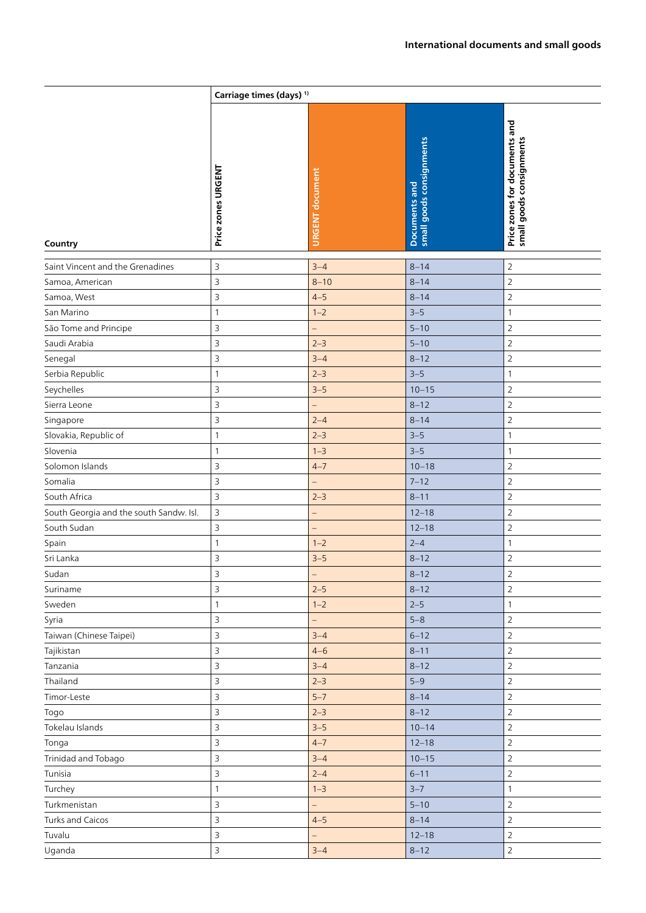## International documents and small goods

| Country | Carriage times (days) [1)] | | | |
|---|---|---|---|---|
| | Price zones URGENT | URGENT document | Documents and small goods consignments | Price zones for documents and small goods consignments |
| Saint Vincent and the Grenadines | 3 | 3–4 | 8–14 | 2 |
| Samoa, American | 3 | 8–10 | 8–14 | 2 |
| Samoa, West | 3 | 4–5 | 8–14 | 2 |
| San Marino | 1 | 1–2 | 3–5 | 1 |
| São Tome and Principe | 3 | – | 5–10 | 2 |
| Saudi Arabia | 3 | 2–3 | 5–10 | 2 |
| Senegal | 3 | 3–4 | 8–12 | 2 |
| Serbia Republic | 1 | 2–3 | 3–5 | 1 |
| Seychelles | 3 | 3–5 | 10–15 | 2 |
| Sierra Leone | 3 | – | 8–12 | 2 |
| Singapore | 3 | 2–4 | 8–14 | 2 |
| Slovakia, Republic of | 1 | 2–3 | 3–5 | 1 |
| Slovenia | 1 | 1–3 | 3–5 | 1 |
| Solomon Islands | 3 | 4–7 | 10–18 | 2 |
| Somalia | 3 | – | 7–12 | 2 |
| South Africa | 3 | 2–3 | 8–11 | 2 |
| South Georgia and the south Sandw. Isl. | 3 | – | 12–18 | 2 |
| South Sudan | 3 | – | 12–18 | 2 |
| Spain | 1 | 1–2 | 2–4 | 1 |
| Sri Lanka | 3 | 3–5 | 8–12 | 2 |
| Sudan | 3 | – | 8–12 | 2 |
| Suriname | 3 | 2–5 | 8–12 | 2 |
| Sweden | 1 | 1–2 | 2–5 | 1 |
| Syria | 3 | – | 5–8 | 2 |
| Taiwan (Chinese Taipei) | 3 | 3–4 | 6–12 | 2 |
| Tajikistan | 3 | 4–6 | 8–11 | 2 |
| Tanzania | 3 | 3–4 | 8–12 | 2 |
| Thailand | 3 | 2–3 | 5–9 | 2 |
| Timor-Leste | 3 | 5–7 | 8–14 | 2 |
| Togo | 3 | 2–3 | 8–12 | 2 |
| Tokelau Islands | 3 | 3–5 | 10–14 | 2 |
| Tonga | 3 | 4–7 | 12–18 | 2 |
| Trinidad and Tobago | 3 | 3–4 | 10–15 | 2 |
| Tunisia | 3 | 2–4 | 6–11 | 2 |
| Turchey | 1 | 1–3 | 3–7 | 1 |
| Turkmenistan | 3 | – | 5–10 | 2 |
| Turks and Caicos | 3 | 4–5 | 8–14 | 2 |
| Tuvalu | 3 | – | 12–18 | 2 |
| Uganda | 3 | 3–4 | 8–12 | 2 |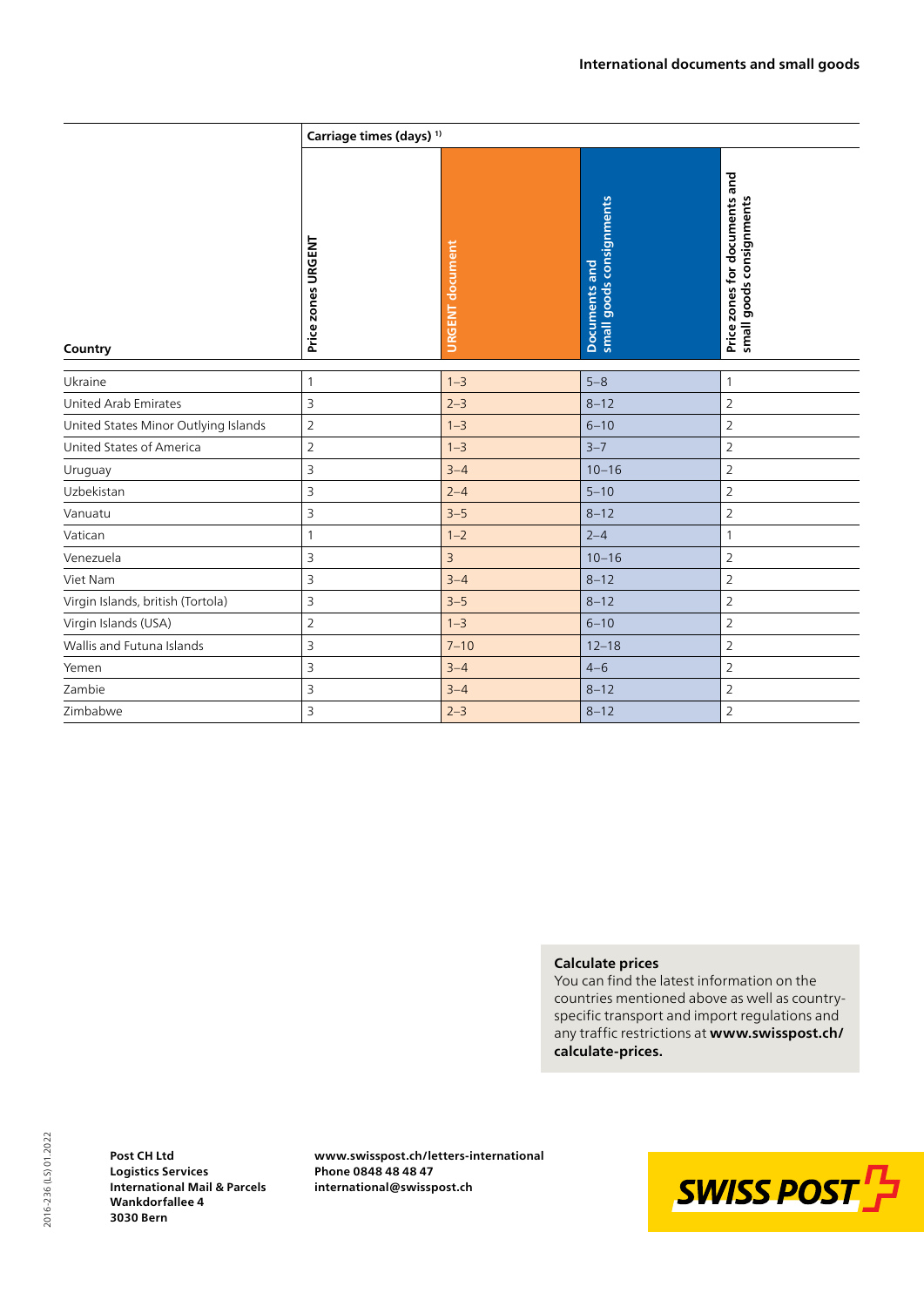| Country | Price zones URGENT | URGENT document | Documents and small goods consignments | Price zones for documents and small goods consignments |
|---|---|---|---|---|
| | Carriage times (days) [1] | | | |
| Ukraine | 1 | 1–3 | 5–8 | 1 |
| United Arab Emirates | 3 | 2–3 | 8–12 | 2 |
| United States Minor Outlying Islands | 2 | 1–3 | 6–10 | 2 |
| United States of America | 2 | 1–3 | 3–7 | 2 |
| Uruguay | 3 | 3–4 | 10–16 | 2 |
| Uzbekistan | 3 | 2–4 | 5–10 | 2 |
| Vanuatu | 3 | 3–5 | 8–12 | 2 |
| Vatican | 1 | 1–2 | 2–4 | 1 |
| Venezuela | 3 | 3 | 10–16 | 2 |
| Viet Nam | 3 | 3–4 | 8–12 | 2 |
| Virgin Islands, british (Tortola) | 3 | 3–5 | 8–12 | 2 |
| Virgin Islands (USA) | 2 | 1–3 | 6–10 | 2 |
| Wallis and Futuna Islands | 3 | 7–10 | 12–18 | 2 |
| Yemen | 3 | 3–4 | 4–6 | 2 |
| Zambie | 3 | 3–4 | 8–12 | 2 |
| Zimbabwe | 3 | 2–3 | 8–12 | 2 |

**Calculate prices**
You can find the latest information on the countries mentioned above as well as country-specific transport and import regulations and any traffic restrictions at **www.swisspost.ch/calculate-prices.**

**Post CH Ltd**
**Logistics Services**
**International Mail & Parcels**
**Wankdorfallee 4**
**3030 Bern**

**www.swisspost.ch/letters-international**
**Phone 0848 48 48 47**
**international@swisspost.ch**

2016-236 (LS) 01.2022